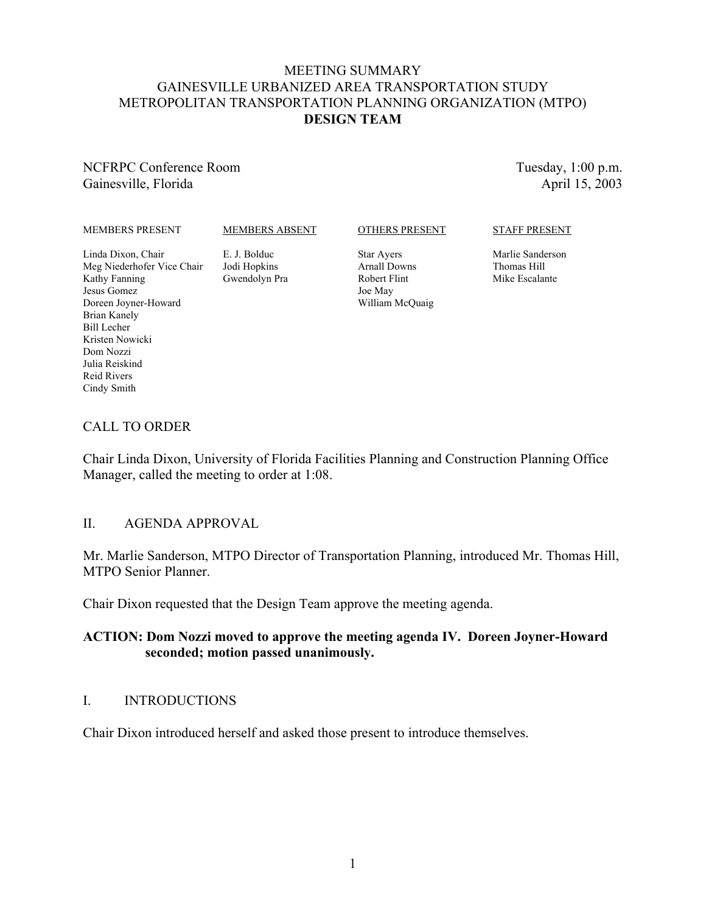# MEETING SUMMARY
# GAINESVILLE URBANIZED AREA TRANSPORTATION STUDY
# METROPOLITAN TRANSPORTATION PLANNING ORGANIZATION (MTPO)
# DESIGN TEAM

NCFRPC Conference Room
Gainesville, Florida

Tuesday, 1:00 p.m.
April 15, 2003

| MEMBERS PRESENT | MEMBERS ABSENT | OTHERS PRESENT | STAFF PRESENT |
|---|---|---|---|
| Linda Dixon, Chair | E. J. Bolduc | Star Ayers | Marlie Sanderson |
| Meg Niederhofer Vice Chair | Jodi Hopkins | Arnall Downs | Thomas Hill |
| Kathy Fanning | Gwendolyn Pra | Robert Flint | Mike Escalante |
| Jesus Gomez | | Joe May | |
| Doreen Joyner-Howard | | William McQuaig | |
| Brian Kanely | | | |
| Bill Lecher | | | |
| Kristen Nowicki | | | |
| Dom Nozzi | | | |
| Julia Reiskind | | | |
| Reid Rivers | | | |
| Cindy Smith | | | |

## CALL TO ORDER

Chair Linda Dixon, University of Florida Facilities Planning and Construction Planning Office Manager, called the meeting to order at 1:08.

## II. AGENDA APPROVAL

Mr. Marlie Sanderson, MTPO Director of Transportation Planning, introduced Mr. Thomas Hill, MTPO Senior Planner.

Chair Dixon requested that the Design Team approve the meeting agenda.

**ACTION: Dom Nozzi moved to approve the meeting agenda IV. Doreen Joyner-Howard seconded; motion passed unanimously.**

## I. INTRODUCTIONS

Chair Dixon introduced herself and asked those present to introduce themselves.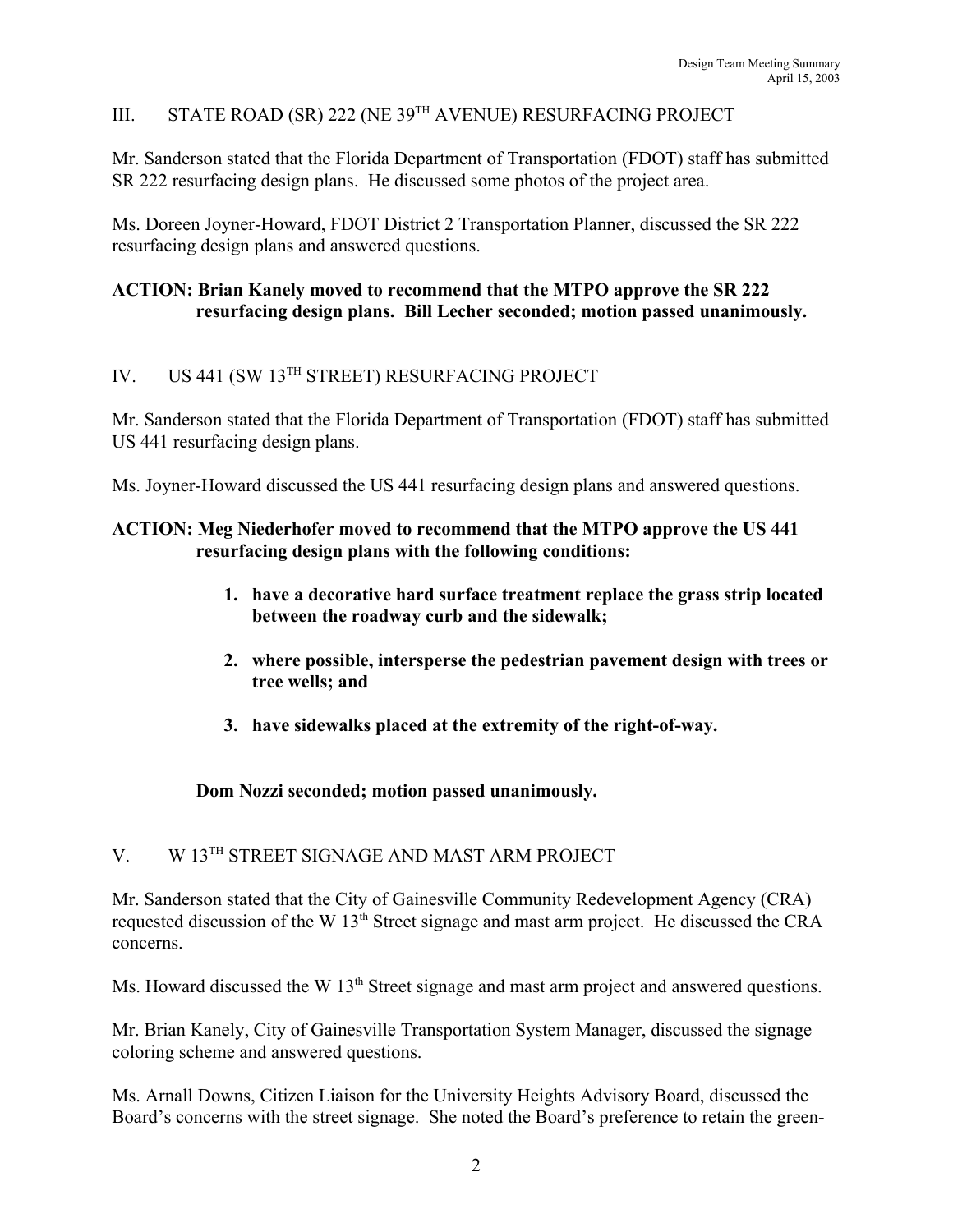## III. STATE ROAD (SR) 222 (NE 39TH AVENUE) RESURFACING PROJECT

Mr. Sanderson stated that the Florida Department of Transportation (FDOT) staff has submitted SR 222 resurfacing design plans. He discussed some photos of the project area.

Ms. Doreen Joyner-Howard, FDOT District 2 Transportation Planner, discussed the SR 222 resurfacing design plans and answered questions.

**ACTION: Brian Kanely moved to recommend that the MTPO approve the SR 222 resurfacing design plans. Bill Lecher seconded; motion passed unanimously.**

## IV. US 441 (SW 13TH STREET) RESURFACING PROJECT

Mr. Sanderson stated that the Florida Department of Transportation (FDOT) staff has submitted US 441 resurfacing design plans.

Ms. Joyner-Howard discussed the US 441 resurfacing design plans and answered questions.

**ACTION: Meg Niederhofer moved to recommend that the MTPO approve the US 441 resurfacing design plans with the following conditions:**

1. **have a decorative hard surface treatment replace the grass strip located between the roadway curb and the sidewalk;**
2. **where possible, intersperse the pedestrian pavement design with trees or tree wells; and**
3. **have sidewalks placed at the extremity of the right-of-way.**

**Dom Nozzi seconded; motion passed unanimously.**

## V. W 13TH STREET SIGNAGE AND MAST ARM PROJECT

Mr. Sanderson stated that the City of Gainesville Community Redevelopment Agency (CRA) requested discussion of the W 13th Street signage and mast arm project. He discussed the CRA concerns.

Ms. Howard discussed the W 13th Street signage and mast arm project and answered questions.

Mr. Brian Kanely, City of Gainesville Transportation System Manager, discussed the signage coloring scheme and answered questions.

Ms. Arnall Downs, Citizen Liaison for the University Heights Advisory Board, discussed the Board's concerns with the street signage. She noted the Board's preference to retain the green-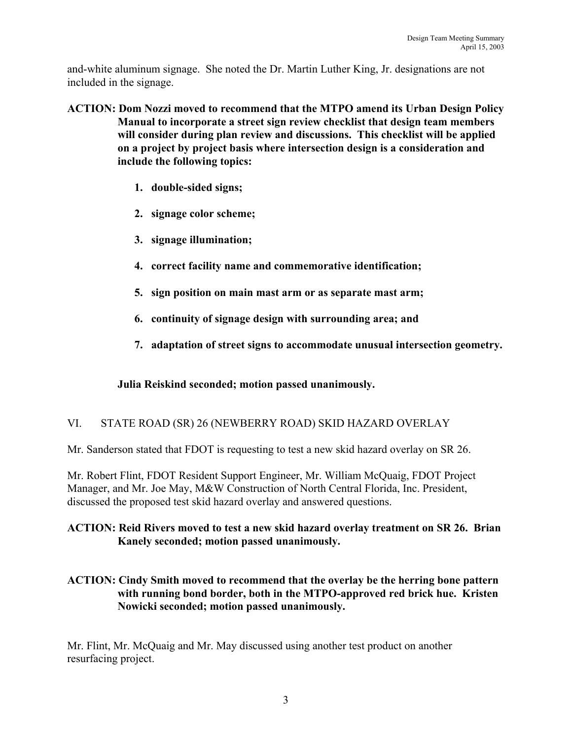and-white aluminum signage. She noted the Dr. Martin Luther King, Jr. designations are not included in the signage.

**ACTION: Dom Nozzi moved to recommend that the MTPO amend its Urban Design Policy Manual to incorporate a street sign review checklist that design team members will consider during plan review and discussions. This checklist will be applied on a project by project basis where intersection design is a consideration and include the following topics:**

1. **double-sided signs;**
2. **signage color scheme;**
3. **signage illumination;**
4. **correct facility name and commemorative identification;**
5. **sign position on main mast arm or as separate mast arm;**
6. **continuity of signage design with surrounding area; and**
7. **adaptation of street signs to accommodate unusual intersection geometry.**

**Julia Reiskind seconded; motion passed unanimously.**

## VI. STATE ROAD (SR) 26 (NEWBERRY ROAD) SKID HAZARD OVERLAY

Mr. Sanderson stated that FDOT is requesting to test a new skid hazard overlay on SR 26.

Mr. Robert Flint, FDOT Resident Support Engineer, Mr. William McQuaig, FDOT Project Manager, and Mr. Joe May, M&W Construction of North Central Florida, Inc. President, discussed the proposed test skid hazard overlay and answered questions.

**ACTION: Reid Rivers moved to test a new skid hazard overlay treatment on SR 26. Brian Kanely seconded; motion passed unanimously.**

**ACTION: Cindy Smith moved to recommend that the overlay be the herring bone pattern with running bond border, both in the MTPO-approved red brick hue. Kristen Nowicki seconded; motion passed unanimously.**

Mr. Flint, Mr. McQuaig and Mr. May discussed using another test product on another resurfacing project.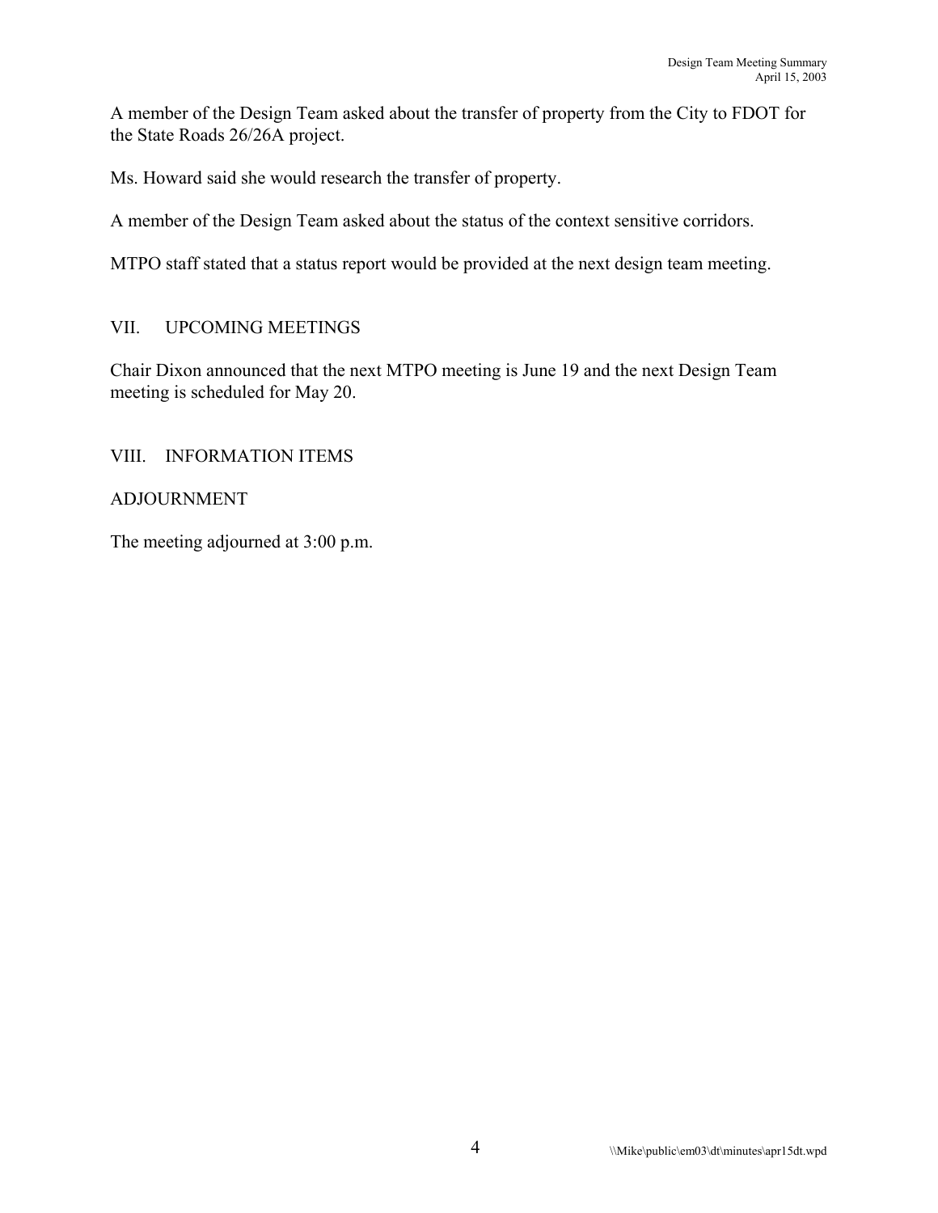A member of the Design Team asked about the transfer of property from the City to FDOT for the State Roads 26/26A project.

Ms. Howard said she would research the transfer of property.

A member of the Design Team asked about the status of the context sensitive corridors.

MTPO staff stated that a status report would be provided at the next design team meeting.

## VII. UPCOMING MEETINGS

Chair Dixon announced that the next MTPO meeting is June 19 and the next Design Team meeting is scheduled for May 20.

## VIII. INFORMATION ITEMS

## ADJOURNMENT

The meeting adjourned at 3:00 p.m.